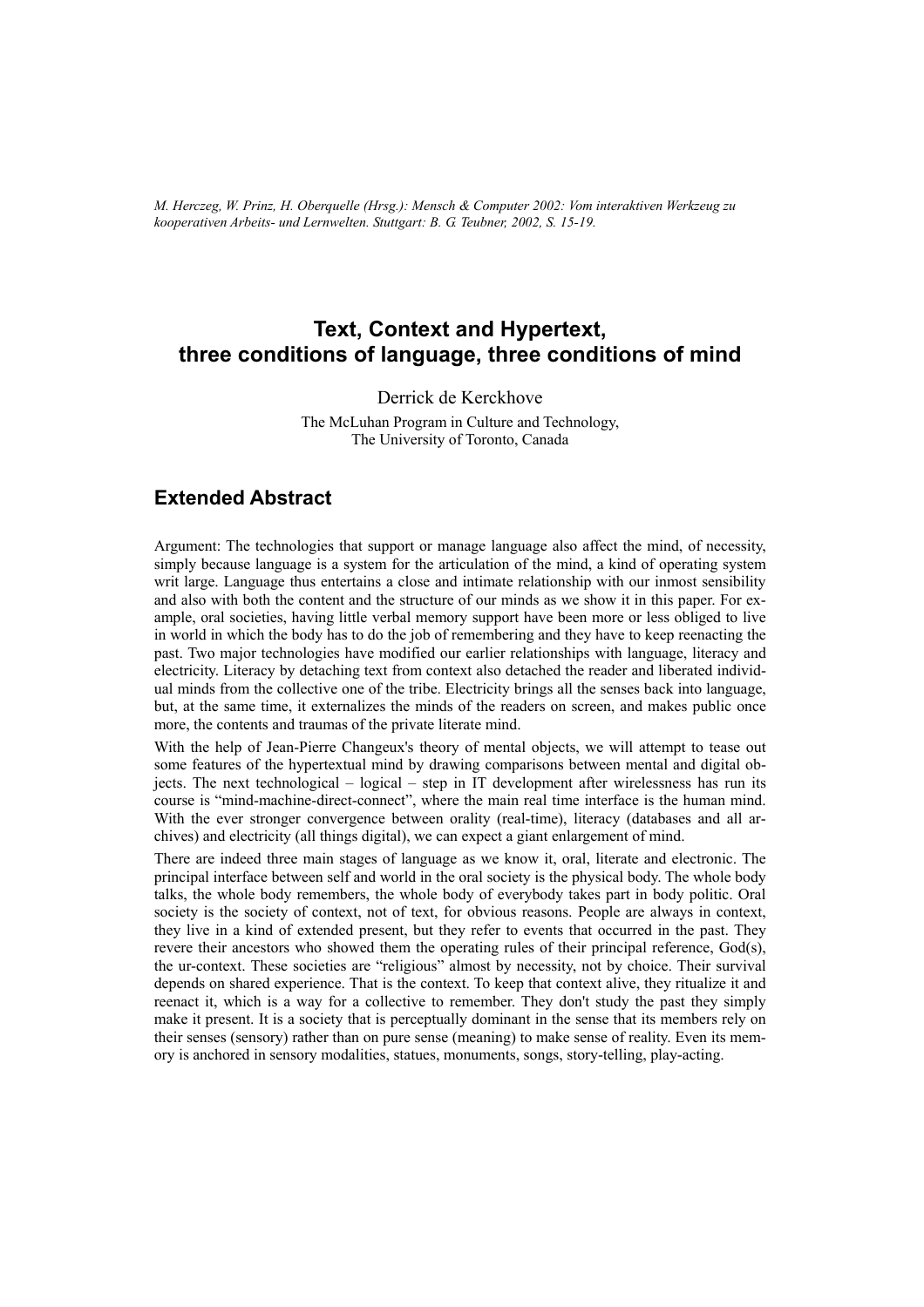*M. Herczeg, W. Prinz, H. Oberquelle (Hrsg.): Mensch & Computer 2002: Vom interaktiven Werkzeug zu kooperativen Arbeits- und Lernwelten. Stuttgart: B. G. Teubner, 2002, S. 15-19.*

# Text, Context and Hypertext, three conditions of language, three conditions of mind

Derrick de Kerckhove

The McLuhan Program in Culture and Technology,
The University of Toronto, Canada

## Extended Abstract

Argument: The technologies that support or manage language also affect the mind, of necessity, simply because language is a system for the articulation of the mind, a kind of operating system writ large. Language thus entertains a close and intimate relationship with our inmost sensibility and also with both the content and the structure of our minds as we show it in this paper. For example, oral societies, having little verbal memory support have been more or less obliged to live in world in which the body has to do the job of remembering and they have to keep reenacting the past. Two major technologies have modified our earlier relationships with language, literacy and electricity. Literacy by detaching text from context also detached the reader and liberated individual minds from the collective one of the tribe. Electricity brings all the senses back into language, but, at the same time, it externalizes the minds of the readers on screen, and makes public once more, the contents and traumas of the private literate mind.

With the help of Jean-Pierre Changeux's theory of mental objects, we will attempt to tease out some features of the hypertextual mind by drawing comparisons between mental and digital objects. The next technological – logical – step in IT development after wirelessness has run its course is "mind-machine-direct-connect", where the main real time interface is the human mind. With the ever stronger convergence between orality (real-time), literacy (databases and all archives) and electricity (all things digital), we can expect a giant enlargement of mind.

There are indeed three main stages of language as we know it, oral, literate and electronic. The principal interface between self and world in the oral society is the physical body. The whole body talks, the whole body remembers, the whole body of everybody takes part in body politic. Oral society is the society of context, not of text, for obvious reasons. People are always in context, they live in a kind of extended present, but they refer to events that occurred in the past. They revere their ancestors who showed them the operating rules of their principal reference, God(s), the ur-context. These societies are "religious" almost by necessity, not by choice. Their survival depends on shared experience. That is the context. To keep that context alive, they ritualize it and reenact it, which is a way for a collective to remember. They don't study the past they simply make it present. It is a society that is perceptually dominant in the sense that its members rely on their senses (sensory) rather than on pure sense (meaning) to make sense of reality. Even its memory is anchored in sensory modalities, statues, monuments, songs, story-telling, play-acting.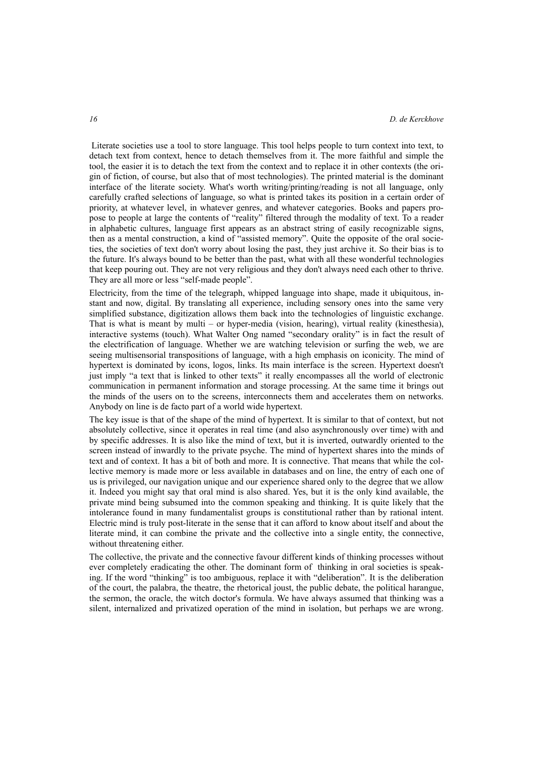Literate societies use a tool to store language. This tool helps people to turn context into text, to detach text from context, hence to detach themselves from it. The more faithful and simple the tool, the easier it is to detach the text from the context and to replace it in other contexts (the origin of fiction, of course, but also that of most technologies). The printed material is the dominant interface of the literate society. What's worth writing/printing/reading is not all language, only carefully crafted selections of language, so what is printed takes its position in a certain order of priority, at whatever level, in whatever genres, and whatever categories. Books and papers propose to people at large the contents of "reality" filtered through the modality of text. To a reader in alphabetic cultures, language first appears as an abstract string of easily recognizable signs, then as a mental construction, a kind of "assisted memory". Quite the opposite of the oral societies, the societies of text don't worry about losing the past, they just archive it. So their bias is to the future. It's always bound to be better than the past, what with all these wonderful technologies that keep pouring out. They are not very religious and they don't always need each other to thrive. They are all more or less "self-made people".

Electricity, from the time of the telegraph, whipped language into shape, made it ubiquitous, instant and now, digital. By translating all experience, including sensory ones into the same very simplified substance, digitization allows them back into the technologies of linguistic exchange. That is what is meant by multi – or hyper-media (vision, hearing), virtual reality (kinesthesia), interactive systems (touch). What Walter Ong named "secondary orality" is in fact the result of the electrification of language. Whether we are watching television or surfing the web, we are seeing multisensorial transpositions of language, with a high emphasis on iconicity. The mind of hypertext is dominated by icons, logos, links. Its main interface is the screen. Hypertext doesn't just imply "a text that is linked to other texts" it really encompasses all the world of electronic communication in permanent information and storage processing. At the same time it brings out the minds of the users on to the screens, interconnects them and accelerates them on networks. Anybody on line is de facto part of a world wide hypertext.

The key issue is that of the shape of the mind of hypertext. It is similar to that of context, but not absolutely collective, since it operates in real time (and also asynchronously over time) with and by specific addresses. It is also like the mind of text, but it is inverted, outwardly oriented to the screen instead of inwardly to the private psyche. The mind of hypertext shares into the minds of text and of context. It has a bit of both and more. It is connective. That means that while the collective memory is made more or less available in databases and on line, the entry of each one of us is privileged, our navigation unique and our experience shared only to the degree that we allow it. Indeed you might say that oral mind is also shared. Yes, but it is the only kind available, the private mind being subsumed into the common speaking and thinking. It is quite likely that the intolerance found in many fundamentalist groups is constitutional rather than by rational intent. Electric mind is truly post-literate in the sense that it can afford to know about itself and about the literate mind, it can combine the private and the collective into a single entity, the connective, without threatening either.

The collective, the private and the connective favour different kinds of thinking processes without ever completely eradicating the other. The dominant form of thinking in oral societies is speaking. If the word "thinking" is too ambiguous, replace it with "deliberation". It is the deliberation of the court, the palabra, the theatre, the rhetorical joust, the public debate, the political harangue, the sermon, the oracle, the witch doctor's formula. We have always assumed that thinking was a silent, internalized and privatized operation of the mind in isolation, but perhaps we are wrong.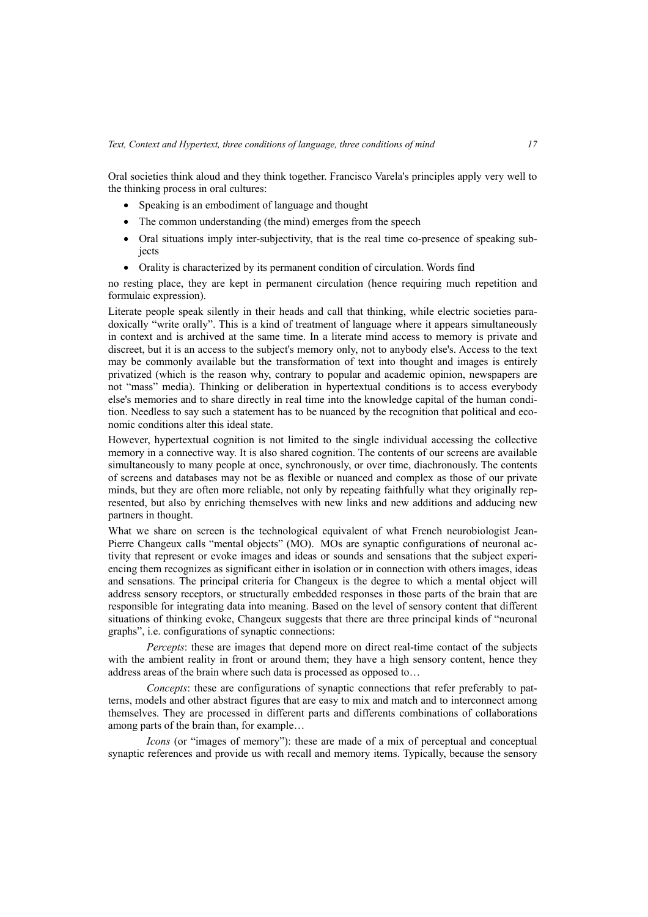Oral societies think aloud and they think together. Francisco Varela's principles apply very well to the thinking process in oral cultures:

- Speaking is an embodiment of language and thought
- The common understanding (the mind) emerges from the speech
- Oral situations imply inter-subjectivity, that is the real time co-presence of speaking subjects
- Orality is characterized by its permanent condition of circulation. Words find

no resting place, they are kept in permanent circulation (hence requiring much repetition and formulaic expression).

Literate people speak silently in their heads and call that thinking, while electric societies paradoxically "write orally". This is a kind of treatment of language where it appears simultaneously in context and is archived at the same time. In a literate mind access to memory is private and discreet, but it is an access to the subject's memory only, not to anybody else's. Access to the text may be commonly available but the transformation of text into thought and images is entirely privatized (which is the reason why, contrary to popular and academic opinion, newspapers are not "mass" media). Thinking or deliberation in hypertextual conditions is to access everybody else's memories and to share directly in real time into the knowledge capital of the human condition. Needless to say such a statement has to be nuanced by the recognition that political and economic conditions alter this ideal state.

However, hypertextual cognition is not limited to the single individual accessing the collective memory in a connective way. It is also shared cognition. The contents of our screens are available simultaneously to many people at once, synchronously, or over time, diachronously. The contents of screens and databases may not be as flexible or nuanced and complex as those of our private minds, but they are often more reliable, not only by repeating faithfully what they originally represented, but also by enriching themselves with new links and new additions and adducing new partners in thought.

What we share on screen is the technological equivalent of what French neurobiologist Jean-Pierre Changeux calls "mental objects" (MO). MOs are synaptic configurations of neuronal activity that represent or evoke images and ideas or sounds and sensations that the subject experiencing them recognizes as significant either in isolation or in connection with others images, ideas and sensations. The principal criteria for Changeux is the degree to which a mental object will address sensory receptors, or structurally embedded responses in those parts of the brain that are responsible for integrating data into meaning. Based on the level of sensory content that different situations of thinking evoke, Changeux suggests that there are three principal kinds of "neuronal graphs", i.e. configurations of synaptic connections:

*Percepts*: these are images that depend more on direct real-time contact of the subjects with the ambient reality in front or around them; they have a high sensory content, hence they address areas of the brain where such data is processed as opposed to…

*Concepts*: these are configurations of synaptic connections that refer preferably to patterns, models and other abstract figures that are easy to mix and match and to interconnect among themselves. They are processed in different parts and differents combinations of collaborations among parts of the brain than, for example…

*Icons* (or "images of memory"): these are made of a mix of perceptual and conceptual synaptic references and provide us with recall and memory items. Typically, because the sensory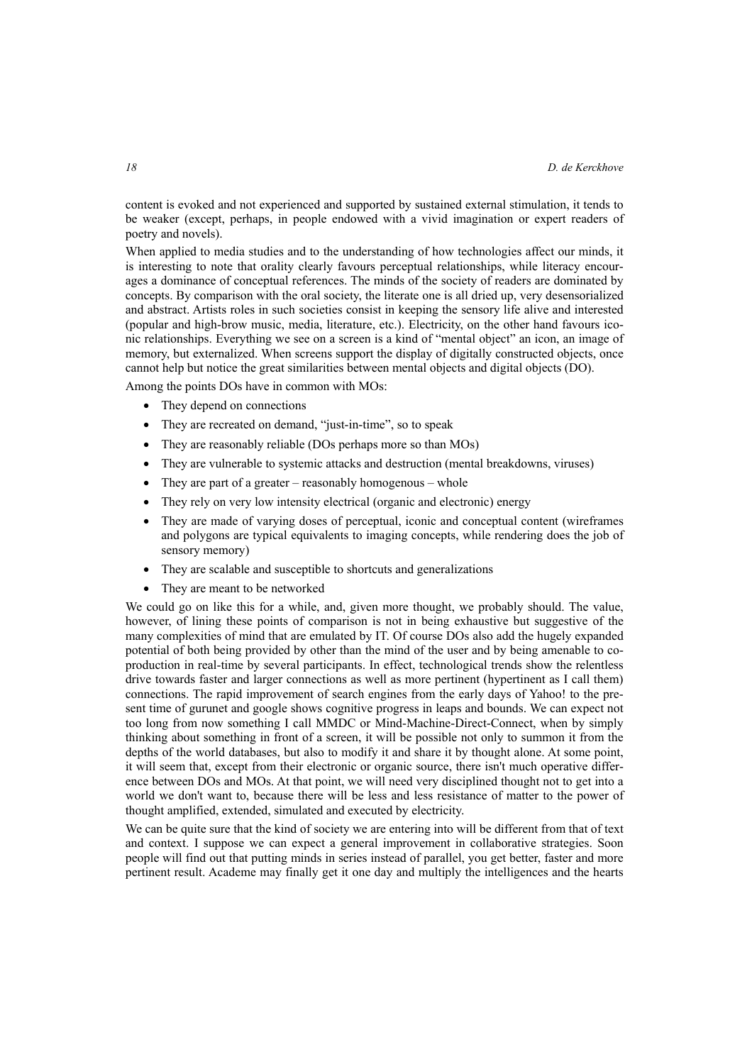content is evoked and not experienced and supported by sustained external stimulation, it tends to be weaker (except, perhaps, in people endowed with a vivid imagination or expert readers of poetry and novels).

When applied to media studies and to the understanding of how technologies affect our minds, it is interesting to note that orality clearly favours perceptual relationships, while literacy encourages a dominance of conceptual references. The minds of the society of readers are dominated by concepts. By comparison with the oral society, the literate one is all dried up, very desensorialized and abstract. Artists roles in such societies consist in keeping the sensory life alive and interested (popular and high-brow music, media, literature, etc.). Electricity, on the other hand favours iconic relationships. Everything we see on a screen is a kind of "mental object" an icon, an image of memory, but externalized. When screens support the display of digitally constructed objects, once cannot help but notice the great similarities between mental objects and digital objects (DO).

Among the points DOs have in common with MOs:

- They depend on connections
- They are recreated on demand, "just-in-time", so to speak
- They are reasonably reliable (DOs perhaps more so than MOs)
- They are vulnerable to systemic attacks and destruction (mental breakdowns, viruses)
- They are part of a greater – reasonably homogenous – whole
- They rely on very low intensity electrical (organic and electronic) energy
- They are made of varying doses of perceptual, iconic and conceptual content (wireframes and polygons are typical equivalents to imaging concepts, while rendering does the job of sensory memory)
- They are scalable and susceptible to shortcuts and generalizations
- They are meant to be networked

We could go on like this for a while, and, given more thought, we probably should. The value, however, of lining these points of comparison is not in being exhaustive but suggestive of the many complexities of mind that are emulated by IT. Of course DOs also add the hugely expanded potential of both being provided by other than the mind of the user and by being amenable to co-production in real-time by several participants. In effect, technological trends show the relentless drive towards faster and larger connections as well as more pertinent (hypertinent as I call them) connections. The rapid improvement of search engines from the early days of Yahoo! to the present time of gurunet and google shows cognitive progress in leaps and bounds. We can expect not too long from now something I call MMDC or Mind-Machine-Direct-Connect, when by simply thinking about something in front of a screen, it will be possible not only to summon it from the depths of the world databases, but also to modify it and share it by thought alone. At some point, it will seem that, except from their electronic or organic source, there isn't much operative difference between DOs and MOs. At that point, we will need very disciplined thought not to get into a world we don't want to, because there will be less and less resistance of matter to the power of thought amplified, extended, simulated and executed by electricity.

We can be quite sure that the kind of society we are entering into will be different from that of text and context. I suppose we can expect a general improvement in collaborative strategies. Soon people will find out that putting minds in series instead of parallel, you get better, faster and more pertinent result. Academe may finally get it one day and multiply the intelligences and the hearts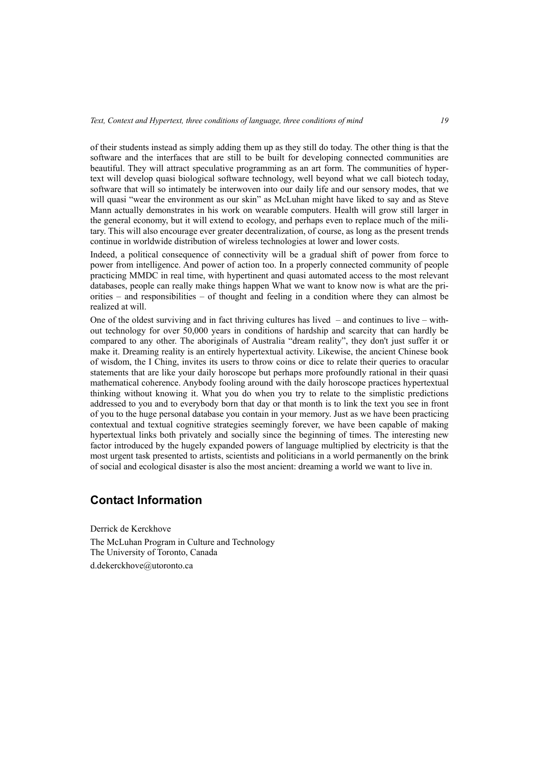of their students instead as simply adding them up as they still do today. The other thing is that the software and the interfaces that are still to be built for developing connected communities are beautiful. They will attract speculative programming as an art form. The communities of hypertext will develop quasi biological software technology, well beyond what we call biotech today, software that will so intimately be interwoven into our daily life and our sensory modes, that we will quasi "wear the environment as our skin" as McLuhan might have liked to say and as Steve Mann actually demonstrates in his work on wearable computers. Health will grow still larger in the general economy, but it will extend to ecology, and perhaps even to replace much of the military. This will also encourage ever greater decentralization, of course, as long as the present trends continue in worldwide distribution of wireless technologies at lower and lower costs.

Indeed, a political consequence of connectivity will be a gradual shift of power from force to power from intelligence. And power of action too. In a properly connected community of people practicing MMDC in real time, with hypertinent and quasi automated access to the most relevant databases, people can really make things happen What we want to know now is what are the priorities – and responsibilities – of thought and feeling in a condition where they can almost be realized at will.

One of the oldest surviving and in fact thriving cultures has lived – and continues to live – without technology for over 50,000 years in conditions of hardship and scarcity that can hardly be compared to any other. The aboriginals of Australia "dream reality", they don't just suffer it or make it. Dreaming reality is an entirely hypertextual activity. Likewise, the ancient Chinese book of wisdom, the I Ching, invites its users to throw coins or dice to relate their queries to oracular statements that are like your daily horoscope but perhaps more profoundly rational in their quasi mathematical coherence. Anybody fooling around with the daily horoscope practices hypertextual thinking without knowing it. What you do when you try to relate to the simplistic predictions addressed to you and to everybody born that day or that month is to link the text you see in front of you to the huge personal database you contain in your memory. Just as we have been practicing contextual and textual cognitive strategies seemingly forever, we have been capable of making hypertextual links both privately and socially since the beginning of times. The interesting new factor introduced by the hugely expanded powers of language multiplied by electricity is that the most urgent task presented to artists, scientists and politicians in a world permanently on the brink of social and ecological disaster is also the most ancient: dreaming a world we want to live in.

## Contact Information

Derrick de Kerckhove

The McLuhan Program in Culture and Technology
The University of Toronto, Canada

d.dekerckhove@utoronto.ca